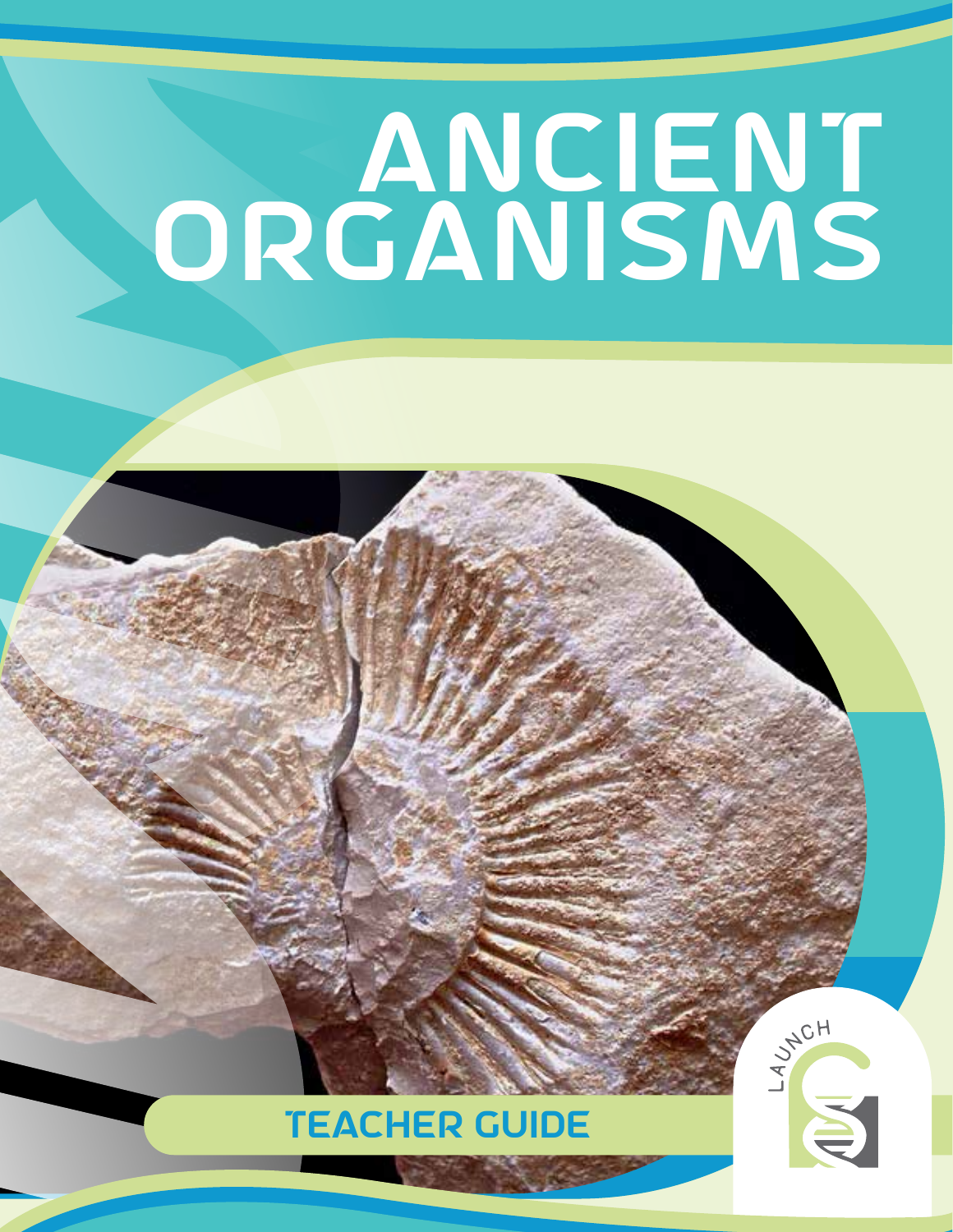# ANCIENT ORGANISMS

TEACHER GUIDE

LAUNCH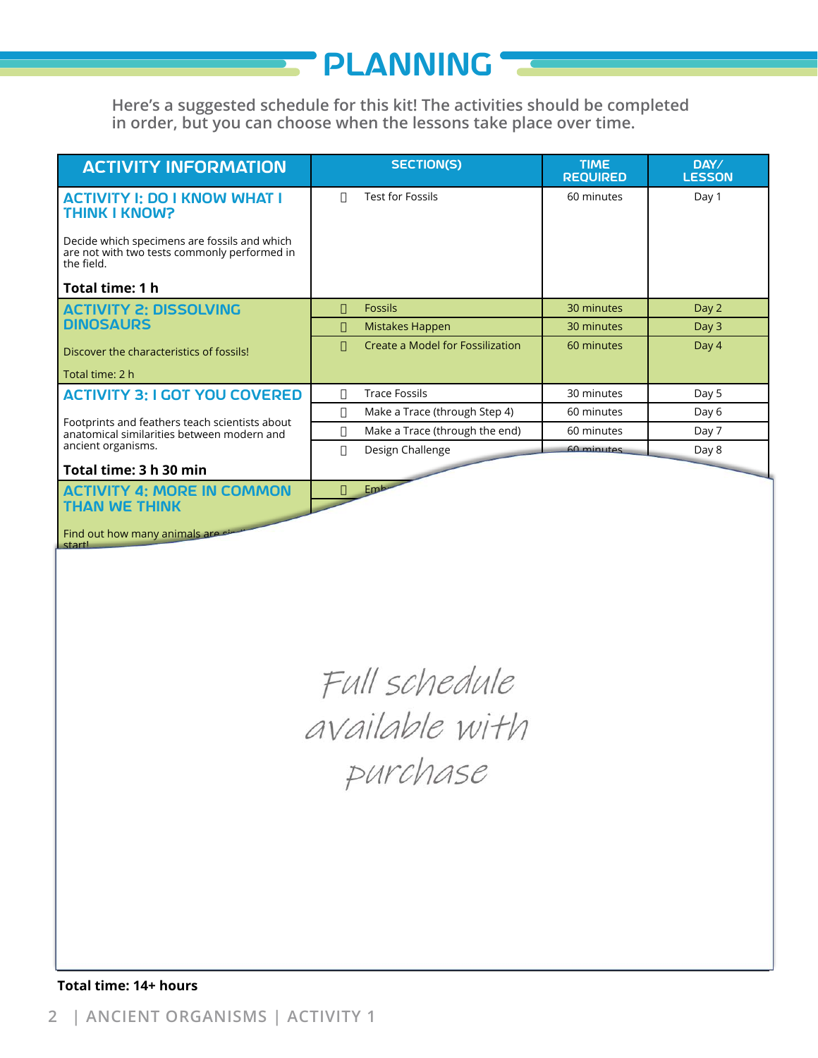# PLANNING

Here's a suggested schedule for this kit! The activities should be completed in order, but you can choose when the lessons take place over time.

| ACTIVITY INFORMATION | SECTION(S) | TIME REQUIRED | DAY/ LESSON |
|---|---|---|---|
| **ACTIVITY 1: DO I KNOW WHAT I THINK I KNOW?** Decide which specimens are fossils and which are not with two tests commonly performed in the field. **Total time: 1 h** | Test for Fossils | 60 minutes | Day 1 |
| **ACTIVITY 2: DISSOLVING DINOSAURS** Discover the characteristics of fossils! Total time: 2 h | Fossils | 30 minutes | Day 2 |
| | Mistakes Happen | 30 minutes | Day 3 |
| | Create a Model for Fossilization | 60 minutes | Day 4 |
| **ACTIVITY 3: I GOT YOU COVERED** Footprints and feathers teach scientists about anatomical similarities between modern and ancient organisms. **Total time: 3 h 30 min** | Trace Fossils | 30 minutes | Day 5 |
| | Make a Trace (through Step 4) | 60 minutes | Day 6 |
| | Make a Trace (through the end) | 60 minutes | Day 7 |
| | Design Challenge | 60 minutes | Day 8 |
| **ACTIVITY 4: MORE IN COMMON THAN WE THINK** Find out how many animals are si... start! | Emb... | | |

Full schedule available with purchase

**Total time: 14+ hours**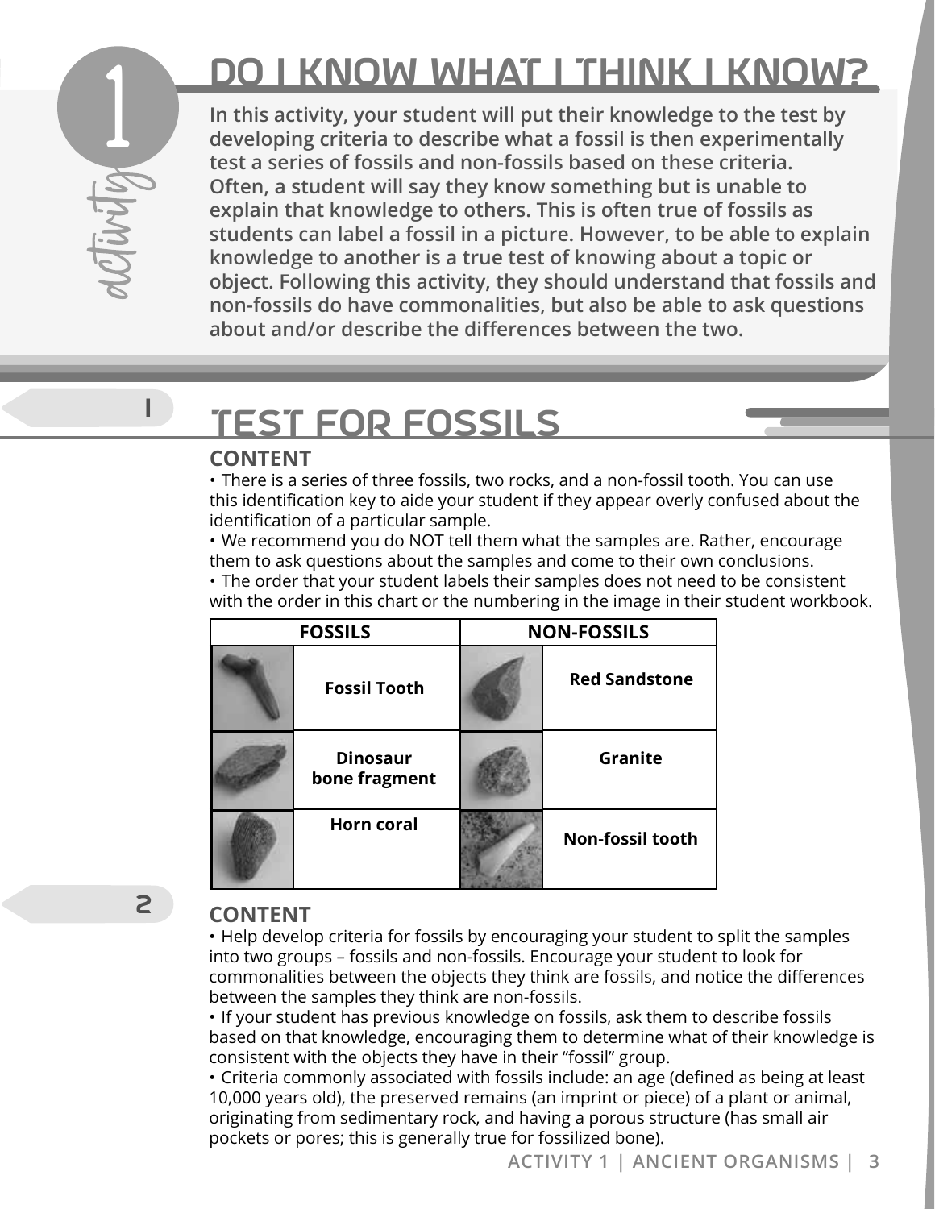# DO I KNOW WHAT I THINK I KNOW?

activity 1

**In this activity, your student will put their knowledge to the test by developing criteria to describe what a fossil is then experimentally test a series of fossils and non-fossils based on these criteria. Often, a student will say they know something but is unable to explain that knowledge to others. This is often true of fossils as students can label a fossil in a picture. However, to be able to explain knowledge to another is a true test of knowing about a topic or object. Following this activity, they should understand that fossils and non-fossils do have commonalities, but also be able to ask questions about and/or describe the differences between the two.**

## 1 TEST FOR FOSSILS

### CONTENT

- There is a series of three fossils, two rocks, and a non-fossil tooth. You can use this identification key to aide your student if they appear overly confused about the identification of a particular sample.
- We recommend you do NOT tell them what the samples are. Rather, encourage them to ask questions about the samples and come to their own conclusions.
- The order that your student labels their samples does not need to be consistent with the order in this chart or the numbering in the image in their student workbook.

| FOSSILS | | NON-FOSSILS | |
|---|---|---|---|
| | **Fossil Tooth** | | **Red Sandstone** |
| | **Dinosaur bone fragment** | | **Granite** |
| | **Horn coral** | | **Non-fossil tooth** |

## 2

### CONTENT

- Help develop criteria for fossils by encouraging your student to split the samples into two groups – fossils and non-fossils. Encourage your student to look for commonalities between the objects they think are fossils, and notice the differences between the samples they think are non-fossils.
- If your student has previous knowledge on fossils, ask them to describe fossils based on that knowledge, encouraging them to determine what of their knowledge is consistent with the objects they have in their "fossil" group.
- Criteria commonly associated with fossils include: an age (defined as being at least 10,000 years old), the preserved remains (an imprint or piece) of a plant or animal, originating from sedimentary rock, and having a porous structure (has small air pockets or pores; this is generally true for fossilized bone).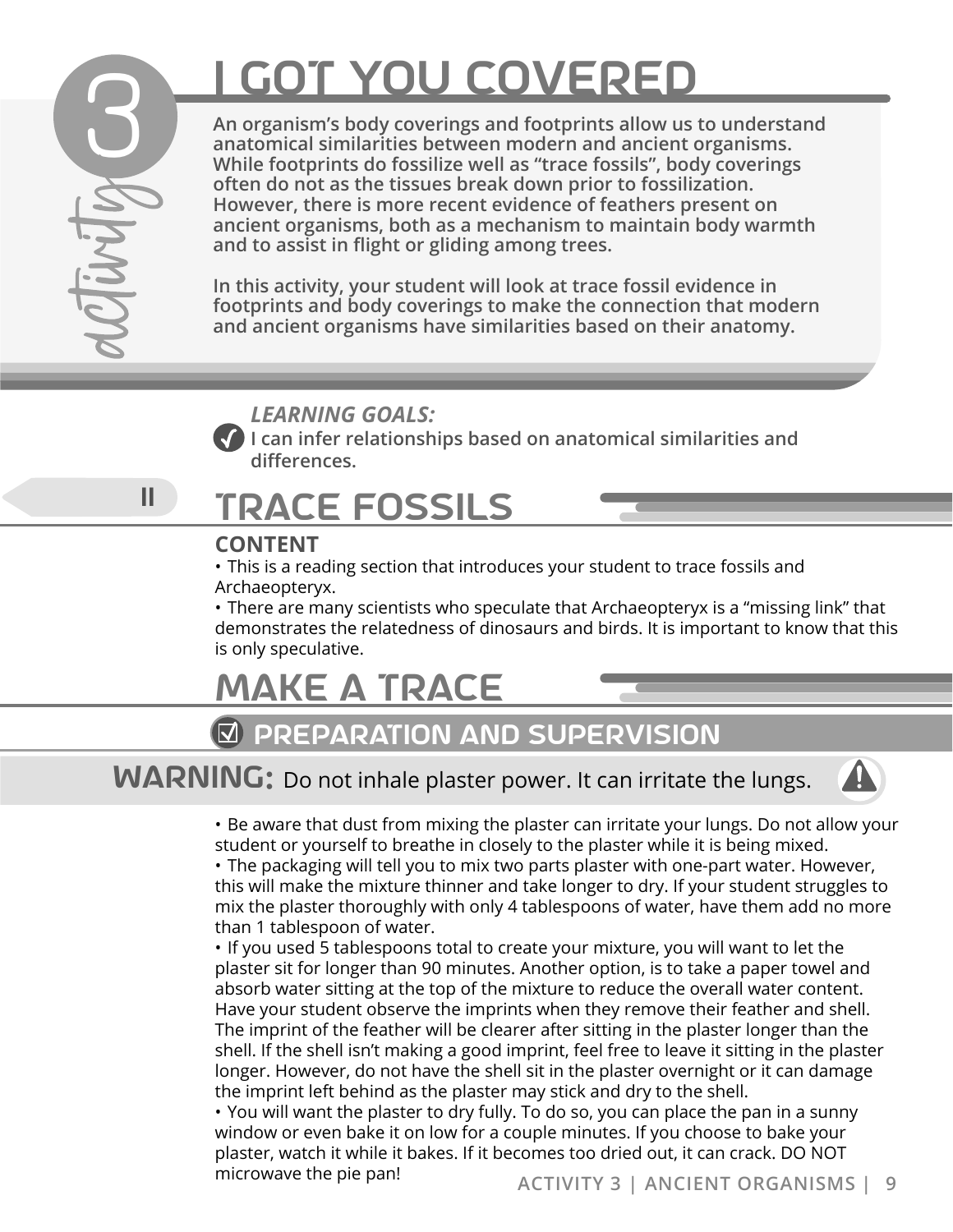# 3 activity — I GOT YOU COVERED

**An organism's body coverings and footprints allow us to understand anatomical similarities between modern and ancient organisms. While footprints do fossilize well as "trace fossils", body coverings often do not as the tissues break down prior to fossilization. However, there is more recent evidence of feathers present on ancient organisms, both as a mechanism to maintain body warmth and to assist in flight or gliding among trees.**

**In this activity, your student will look at trace fossil evidence in footprints and body coverings to make the connection that modern and ancient organisms have similarities based on their anatomy.**

***LEARNING GOALS:***

- **I can infer relationships based on anatomical similarities and differences.**

## II TRACE FOSSILS

### CONTENT

- This is a reading section that introduces your student to trace fossils and Archaeopteryx.
- There are many scientists who speculate that Archaeopteryx is a "missing link" that demonstrates the relatedness of dinosaurs and birds. It is important to know that this is only speculative.

## MAKE A TRACE

### PREPARATION AND SUPERVISION

**WARNING:** Do not inhale plaster power. It can irritate the lungs.

- Be aware that dust from mixing the plaster can irritate your lungs. Do not allow your student or yourself to breathe in closely to the plaster while it is being mixed.
- The packaging will tell you to mix two parts plaster with one-part water. However, this will make the mixture thinner and take longer to dry. If your student struggles to mix the plaster thoroughly with only 4 tablespoons of water, have them add no more than 1 tablespoon of water.
- If you used 5 tablespoons total to create your mixture, you will want to let the plaster sit for longer than 90 minutes. Another option, is to take a paper towel and absorb water sitting at the top of the mixture to reduce the overall water content. Have your student observe the imprints when they remove their feather and shell. The imprint of the feather will be clearer after sitting in the plaster longer than the shell. If the shell isn't making a good imprint, feel free to leave it sitting in the plaster longer. However, do not have the shell sit in the plaster overnight or it can damage the imprint left behind as the plaster may stick and dry to the shell.
- You will want the plaster to dry fully. To do so, you can place the pan in a sunny window or even bake it on low for a couple minutes. If you choose to bake your plaster, watch it while it bakes. If it becomes too dried out, it can crack. DO NOT microwave the pie pan!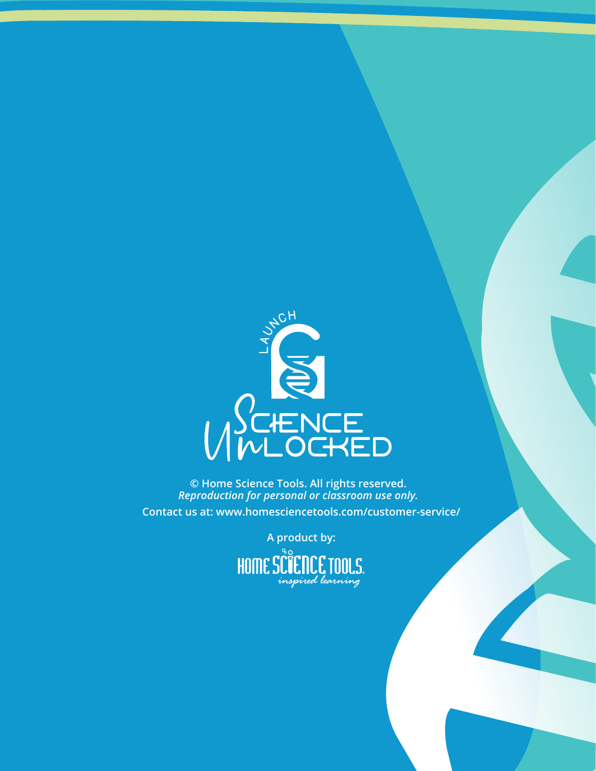LAUNCH

SCIENCE UNLOCKED

**© Home Science Tools. All rights reserved.**
***Reproduction for personal or classroom use only.***
**Contact us at: www.homesciencetools.com/customer-service/**

**A product by:**

HOME SCIENCE TOOLS
*inspired learning*